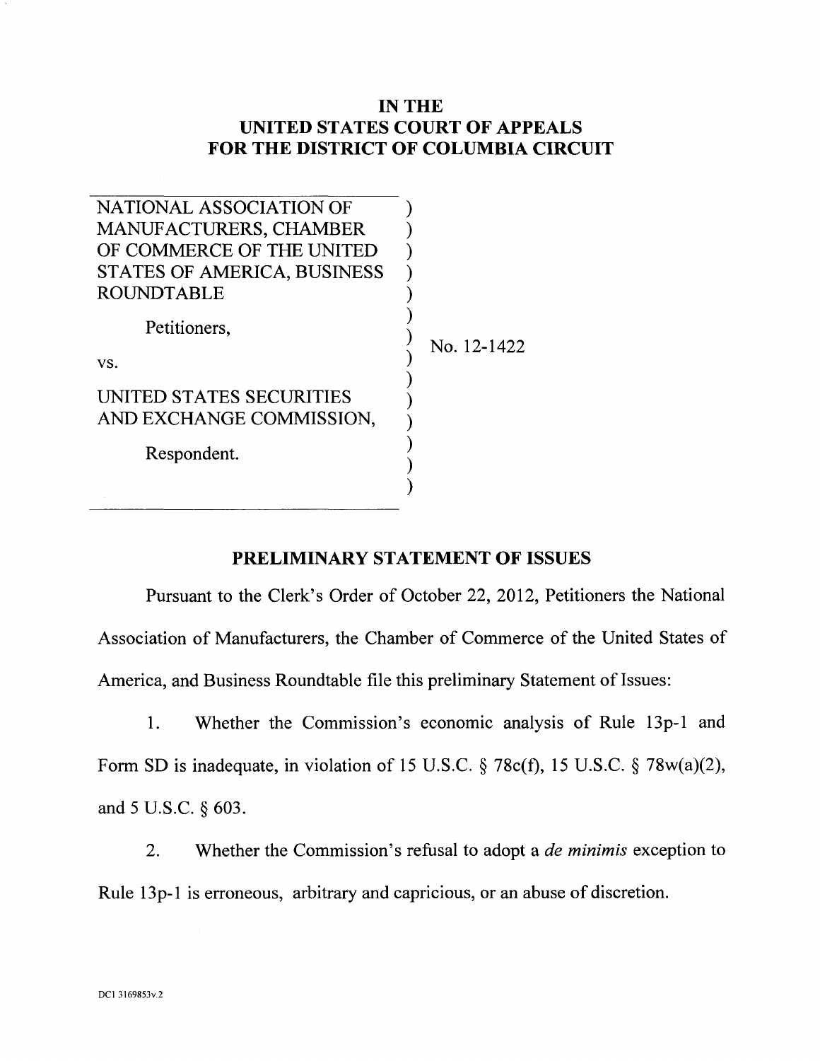# IN THE
# UNITED STATES COURT OF APPEALS
# FOR THE DISTRICT OF COLUMBIA CIRCUIT

| | |
|---|---|
| NATIONAL ASSOCIATION OF MANUFACTURERS, CHAMBER OF COMMERCE OF THE UNITED STATES OF AMERICA, BUSINESS ROUNDTABLE<br><br>Petitioners,<br><br>vs.<br><br>UNITED STATES SECURITIES AND EXCHANGE COMMISSION,<br><br>Respondent. | No. 12-1422 |

## PRELIMINARY STATEMENT OF ISSUES

Pursuant to the Clerk's Order of October 22, 2012, Petitioners the National Association of Manufacturers, the Chamber of Commerce of the United States of America, and Business Roundtable file this preliminary Statement of Issues:

1. Whether the Commission's economic analysis of Rule 13p-1 and Form SD is inadequate, in violation of 15 U.S.C. § 78c(f), 15 U.S.C. § 78w(a)(2), and 5 U.S.C. § 603.

2. Whether the Commission's refusal to adopt a *de minimis* exception to Rule 13p-1 is erroneous, arbitrary and capricious, or an abuse of discretion.

DC1 3169853v.2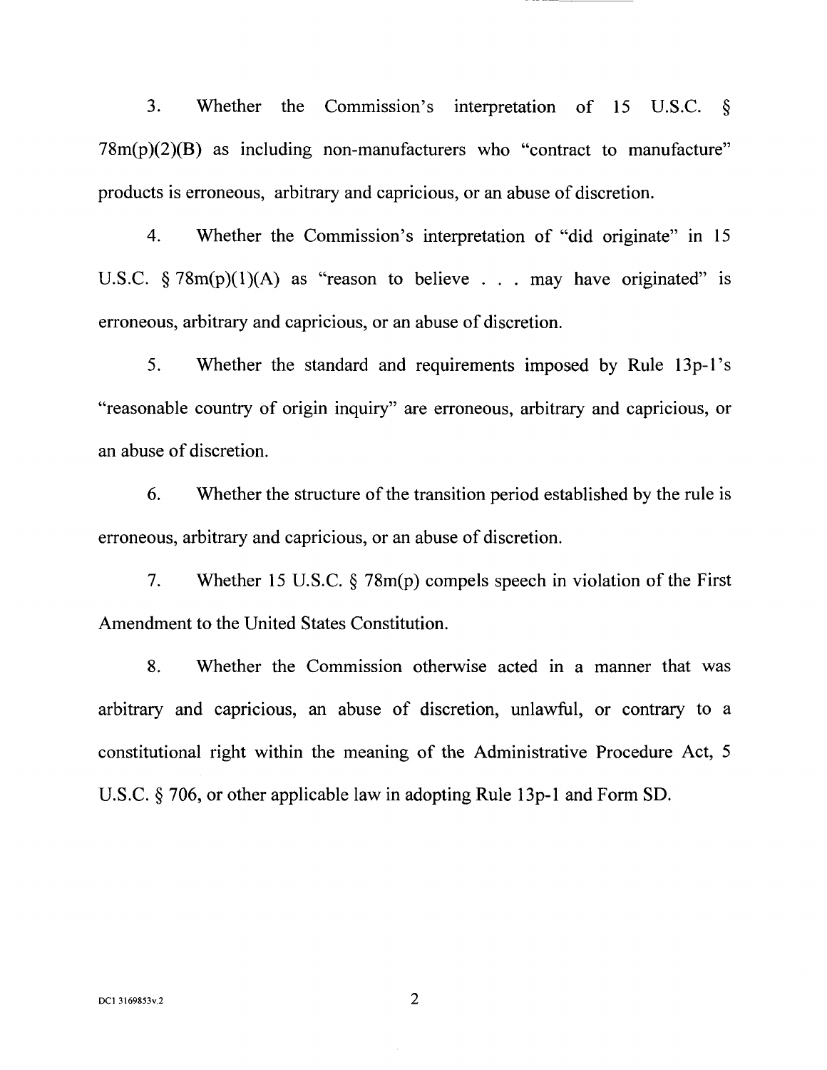3. Whether the Commission's interpretation of 15 U.S.C. § 78m(p)(2)(B) as including non-manufacturers who "contract to manufacture" products is erroneous, arbitrary and capricious, or an abuse of discretion.

4. Whether the Commission's interpretation of "did originate" in 15 U.S.C. § 78m(p)(1)(A) as "reason to believe . . . may have originated" is erroneous, arbitrary and capricious, or an abuse of discretion.

5. Whether the standard and requirements imposed by Rule 13p-1's "reasonable country of origin inquiry" are erroneous, arbitrary and capricious, or an abuse of discretion.

6. Whether the structure of the transition period established by the rule is erroneous, arbitrary and capricious, or an abuse of discretion.

7. Whether 15 U.S.C. § 78m(p) compels speech in violation of the First Amendment to the United States Constitution.

8. Whether the Commission otherwise acted in a manner that was arbitrary and capricious, an abuse of discretion, unlawful, or contrary to a constitutional right within the meaning of the Administrative Procedure Act, 5 U.S.C. § 706, or other applicable law in adopting Rule 13p-1 and Form SD.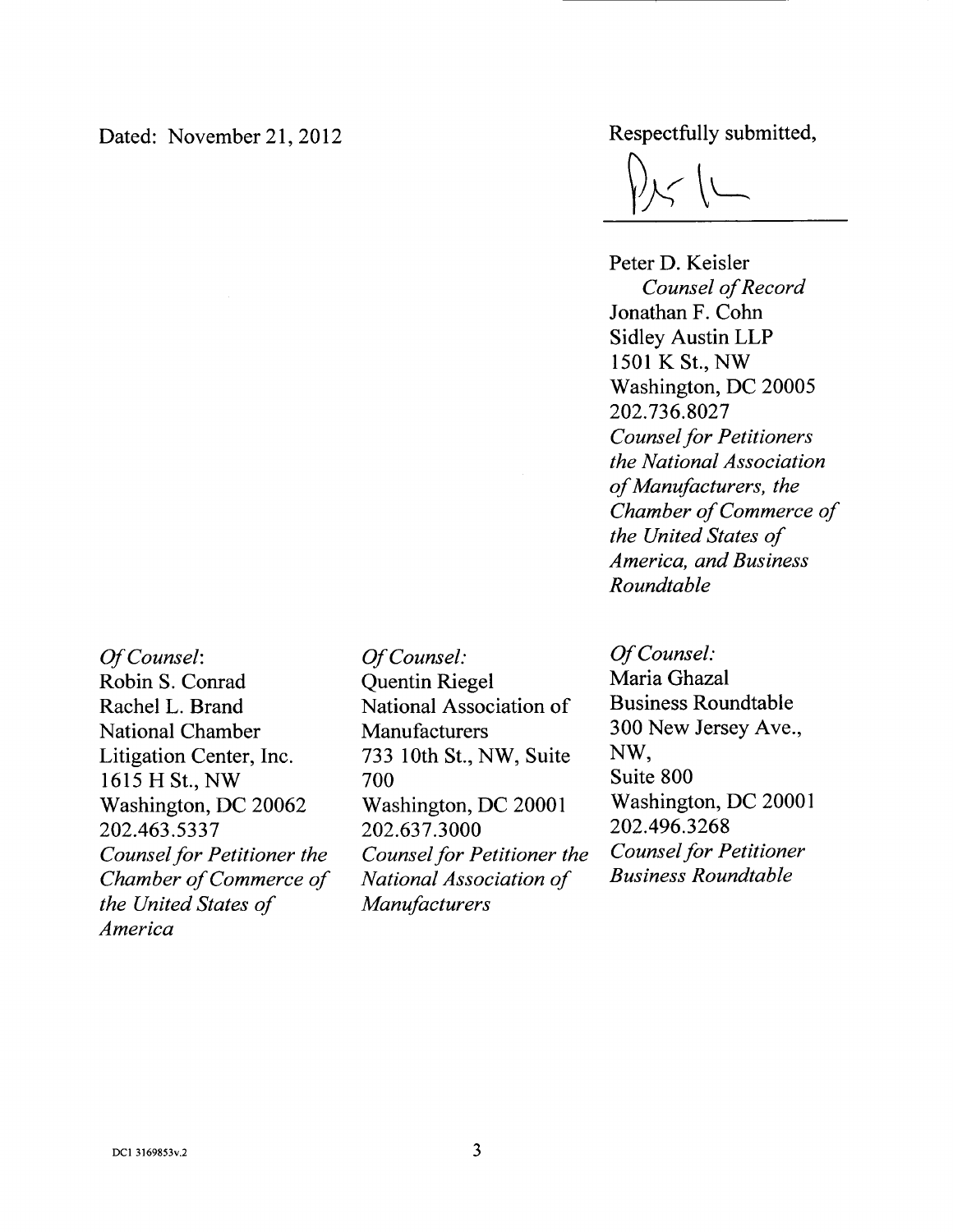Dated: November 21, 2012

Respectfully submitted,

Peter D. Keisler
*Counsel of Record*
Jonathan F. Cohn
Sidley Austin LLP
1501 K St., NW
Washington, DC 20005
202.736.8027
*Counsel for Petitioners the National Association of Manufacturers, the Chamber of Commerce of the United States of America, and Business Roundtable*

*Of Counsel*:
Robin S. Conrad
Rachel L. Brand
National Chamber Litigation Center, Inc.
1615 H St., NW
Washington, DC 20062
202.463.5337
*Counsel for Petitioner the Chamber of Commerce of the United States of America*

*Of Counsel:*
Quentin Riegel
National Association of Manufacturers
733 10th St., NW, Suite 700
Washington, DC 20001
202.637.3000
*Counsel for Petitioner the National Association of Manufacturers*

*Of Counsel:*
Maria Ghazal
Business Roundtable
300 New Jersey Ave., NW,
Suite 800
Washington, DC 20001
202.496.3268
*Counsel for Petitioner Business Roundtable*

DC1 3169853v.2